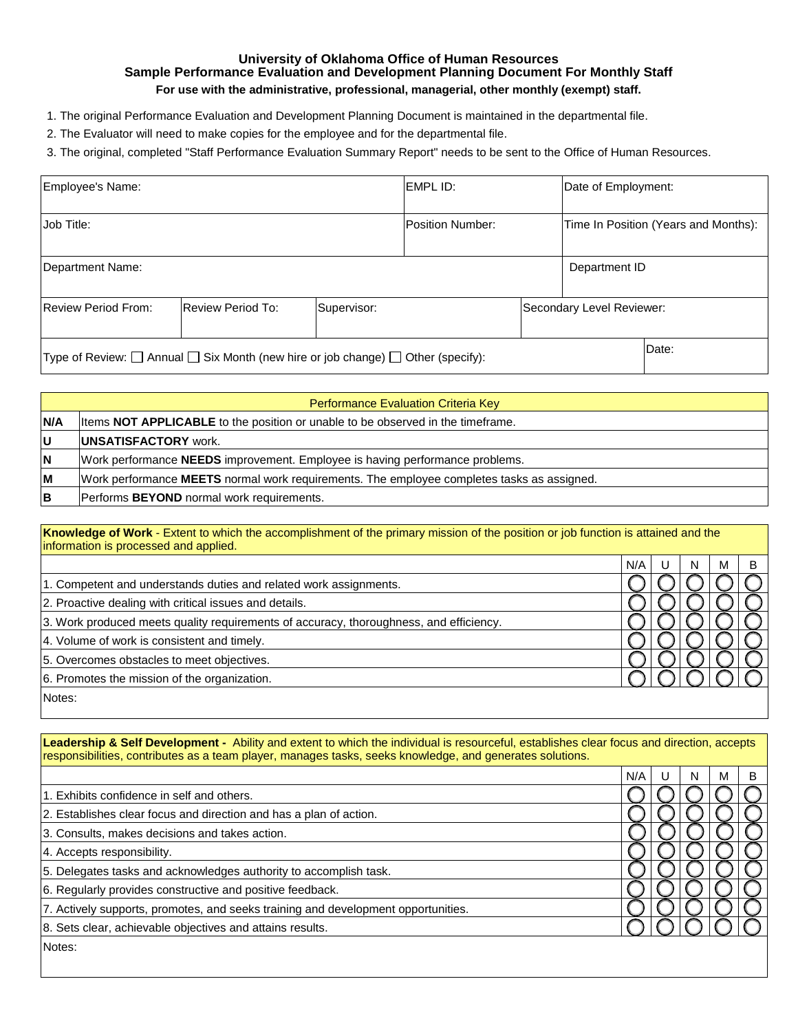# University of Oklahoma Office of Human Resources
## Sample Performance Evaluation and Development Planning Document For Monthly Staff
**For use with the administrative, professional, managerial, other monthly (exempt) staff.**

1. The original Performance Evaluation and Development Planning Document is maintained in the departmental file.
2. The Evaluator will need to make copies for the employee and for the departmental file.
3. The original, completed "Staff Performance Evaluation Summary Report" needs to be sent to the Office of Human Resources.

| Employee's Name: | | | EMPL ID: | Date of Employment: |
|---|---|---|---|---|
| Job Title: | | | Position Number: | Time In Position (Years and Months): |
| Department Name: | | | | Department ID |
| Review Period From: | Review Period To: | Supervisor: | Secondary Level Reviewer: | |
| Type of Review: ☐ Annual ☐ Six Month (new hire or job change) ☐ Other (specify): | | | | Date: |

| Performance Evaluation Criteria Key | |
|---|---|
| **N/A** | Items **NOT APPLICABLE** to the position or unable to be observed in the timeframe. |
| **U** | **UNSATISFACTORY** work. |
| **N** | Work performance **NEEDS** improvement. Employee is having performance problems. |
| **M** | Work performance **MEETS** normal work requirements. The employee completes tasks as assigned. |
| **B** | Performs **BEYOND** normal work requirements. |

**Knowledge of Work** - Extent to which the accomplishment of the primary mission of the position or job function is attained and the information is processed and applied.

| | N/A | U | N | M | B |
|---|---|---|---|---|---|
| 1. Competent and understands duties and related work assignments. | ◯ | ◯ | ◯ | ◯ | ◯ |
| 2. Proactive dealing with critical issues and details. | ◯ | ◯ | ◯ | ◯ | ◯ |
| 3. Work produced meets quality requirements of accuracy, thoroughness, and efficiency. | ◯ | ◯ | ◯ | ◯ | ◯ |
| 4. Volume of work is consistent and timely. | ◯ | ◯ | ◯ | ◯ | ◯ |
| 5. Overcomes obstacles to meet objectives. | ◯ | ◯ | ◯ | ◯ | ◯ |
| 6. Promotes the mission of the organization. | ◯ | ◯ | ◯ | ◯ | ◯ |

Notes:

**Leadership & Self Development -** Ability and extent to which the individual is resourceful, establishes clear focus and direction, accepts responsibilities, contributes as a team player, manages tasks, seeks knowledge, and generates solutions.

| | N/A | U | N | M | B |
|---|---|---|---|---|---|
| 1. Exhibits confidence in self and others. | ◯ | ◯ | ◯ | ◯ | ◯ |
| 2. Establishes clear focus and direction and has a plan of action. | ◯ | ◯ | ◯ | ◯ | ◯ |
| 3. Consults, makes decisions and takes action. | ◯ | ◯ | ◯ | ◯ | ◯ |
| 4. Accepts responsibility. | ◯ | ◯ | ◯ | ◯ | ◯ |
| 5. Delegates tasks and acknowledges authority to accomplish task. | ◯ | ◯ | ◯ | ◯ | ◯ |
| 6. Regularly provides constructive and positive feedback. | ◯ | ◯ | ◯ | ◯ | ◯ |
| 7. Actively supports, promotes, and seeks training and development opportunities. | ◯ | ◯ | ◯ | ◯ | ◯ |
| 8. Sets clear, achievable objectives and attains results. | ◯ | ◯ | ◯ | ◯ | ◯ |

Notes: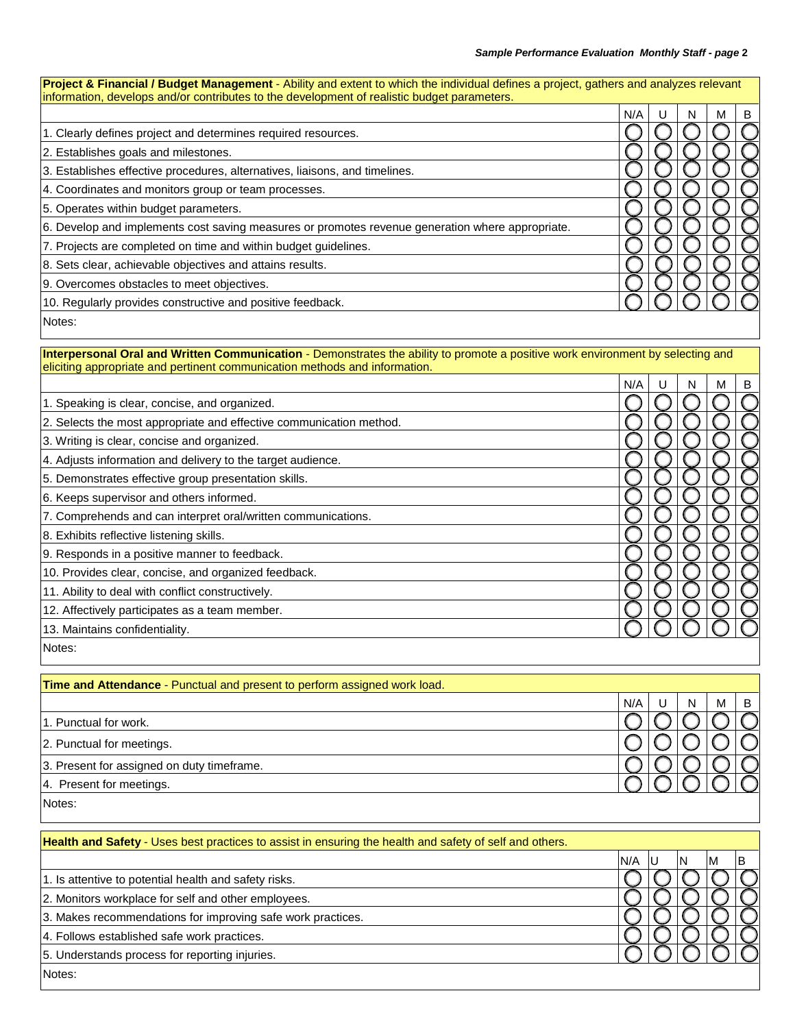| **Project & Financial / Budget Management** - Ability and extent to which the individual defines a project, gathers and analyzes relevant information, develops and/or contributes to the development of realistic budget parameters. | N/A | U | N | M | B |
|---|---|---|---|---|---|
| 1. Clearly defines project and determines required resources. | ◯ | ◯ | ◯ | ◯ | ◯ |
| 2. Establishes goals and milestones. | ◯ | ◯ | ◯ | ◯ | ◯ |
| 3. Establishes effective procedures, alternatives, liaisons, and timelines. | ◯ | ◯ | ◯ | ◯ | ◯ |
| 4. Coordinates and monitors group or team processes. | ◯ | ◯ | ◯ | ◯ | ◯ |
| 5. Operates within budget parameters. | ◯ | ◯ | ◯ | ◯ | ◯ |
| 6. Develop and implements cost saving measures or promotes revenue generation where appropriate. | ◯ | ◯ | ◯ | ◯ | ◯ |
| 7. Projects are completed on time and within budget guidelines. | ◯ | ◯ | ◯ | ◯ | ◯ |
| 8. Sets clear, achievable objectives and attains results. | ◯ | ◯ | ◯ | ◯ | ◯ |
| 9. Overcomes obstacles to meet objectives. | ◯ | ◯ | ◯ | ◯ | ◯ |
| 10. Regularly provides constructive and positive feedback. | ◯ | ◯ | ◯ | ◯ | ◯ |
| Notes: | | | | | |

| **Interpersonal Oral and Written Communication** - Demonstrates the ability to promote a positive work environment by selecting and eliciting appropriate and pertinent communication methods and information. | N/A | U | N | M | B |
|---|---|---|---|---|---|
| 1. Speaking is clear, concise, and organized. | ◯ | ◯ | ◯ | ◯ | ◯ |
| 2. Selects the most appropriate and effective communication method. | ◯ | ◯ | ◯ | ◯ | ◯ |
| 3. Writing is clear, concise and organized. | ◯ | ◯ | ◯ | ◯ | ◯ |
| 4. Adjusts information and delivery to the target audience. | ◯ | ◯ | ◯ | ◯ | ◯ |
| 5. Demonstrates effective group presentation skills. | ◯ | ◯ | ◯ | ◯ | ◯ |
| 6. Keeps supervisor and others informed. | ◯ | ◯ | ◯ | ◯ | ◯ |
| 7. Comprehends and can interpret oral/written communications. | ◯ | ◯ | ◯ | ◯ | ◯ |
| 8. Exhibits reflective listening skills. | ◯ | ◯ | ◯ | ◯ | ◯ |
| 9. Responds in a positive manner to feedback. | ◯ | ◯ | ◯ | ◯ | ◯ |
| 10. Provides clear, concise, and organized feedback. | ◯ | ◯ | ◯ | ◯ | ◯ |
| 11. Ability to deal with conflict constructively. | ◯ | ◯ | ◯ | ◯ | ◯ |
| 12. Affectively participates as a team member. | ◯ | ◯ | ◯ | ◯ | ◯ |
| 13. Maintains confidentiality. | ◯ | ◯ | ◯ | ◯ | ◯ |
| Notes: | | | | | |

| **Time and Attendance** - Punctual and present to perform assigned work load. | N/A | U | N | M | B |
|---|---|---|---|---|---|
| 1. Punctual for work. | ◯ | ◯ | ◯ | ◯ | ◯ |
| 2. Punctual for meetings. | ◯ | ◯ | ◯ | ◯ | ◯ |
| 3. Present for assigned on duty timeframe. | ◯ | ◯ | ◯ | ◯ | ◯ |
| 4. Present for meetings. | ◯ | ◯ | ◯ | ◯ | ◯ |
| Notes: | | | | | |

| **Health and Safety** - Uses best practices to assist in ensuring the health and safety of self and others. | N/A | U | N | M | B |
|---|---|---|---|---|---|
| 1. Is attentive to potential health and safety risks. | ◯ | ◯ | ◯ | ◯ | ◯ |
| 2. Monitors workplace for self and other employees. | ◯ | ◯ | ◯ | ◯ | ◯ |
| 3. Makes recommendations for improving safe work practices. | ◯ | ◯ | ◯ | ◯ | ◯ |
| 4. Follows established safe work practices. | ◯ | ◯ | ◯ | ◯ | ◯ |
| 5. Understands process for reporting injuries. | ◯ | ◯ | ◯ | ◯ | ◯ |
| Notes: | | | | | |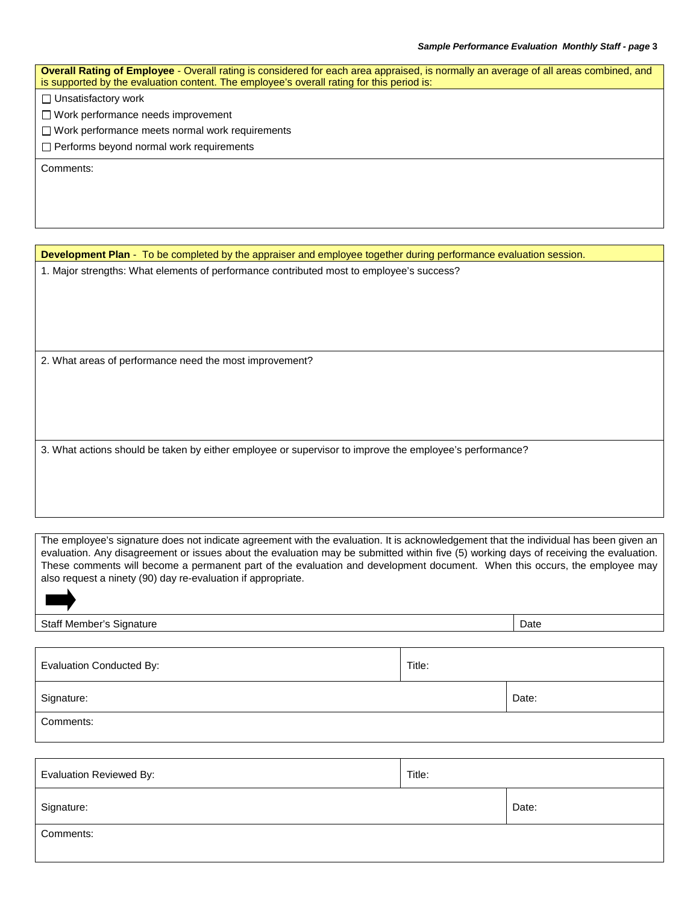**Overall Rating of Employee** - Overall rating is considered for each area appraised, is normally an average of all areas combined, and is supported by the evaluation content. The employee's overall rating for this period is:

- ☐ Unsatisfactory work
- ☐ Work performance needs improvement
- ☐ Work performance meets normal work requirements
- ☐ Performs beyond normal work requirements

Comments:

**Development Plan** - To be completed by the appraiser and employee together during performance evaluation session.

1. Major strengths: What elements of performance contributed most to employee's success?

2. What areas of performance need the most improvement?

3. What actions should be taken by either employee or supervisor to improve the employee's performance?

The employee's signature does not indicate agreement with the evaluation. It is acknowledgement that the individual has been given an evaluation. Any disagreement or issues about the evaluation may be submitted within five (5) working days of receiving the evaluation. These comments will become a permanent part of the evaluation and development document. When this occurs, the employee may also request a ninety (90) day re-evaluation if appropriate.

| | |
|---|---|
| Staff Member's Signature | Date |

| | | |
|---|---|---|
| Evaluation Conducted By: | Title: | |
| Signature: | | Date: |
| Comments: | | |

| | | |
|---|---|---|
| Evaluation Reviewed By: | Title: | |
| Signature: | | Date: |
| Comments: | | |